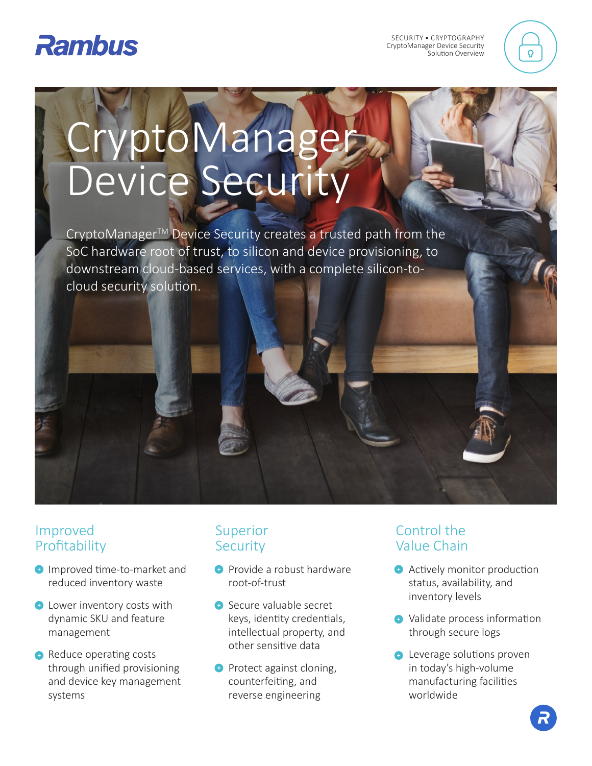Rambus

SECURITY • CRYPTOGRAPHY
CryptoManager Device Security
Solution Overview

# CryptoManager Device Security

CryptoManager™ Device Security creates a trusted path from the SoC hardware root of trust, to silicon and device provisioning, to downstream cloud-based services, with a complete silicon-to-cloud security solution.

## Improved Profitability

- Improved time-to-market and reduced inventory waste
- Lower inventory costs with dynamic SKU and feature management
- Reduce operating costs through unified provisioning and device key management systems

## Superior Security

- Provide a robust hardware root-of-trust
- Secure valuable secret keys, identity credentials, intellectual property, and other sensitive data
- Protect against cloning, counterfeiting, and reverse engineering

## Control the Value Chain

- Actively monitor production status, availability, and inventory levels
- Validate process information through secure logs
- Leverage solutions proven in today's high-volume manufacturing facilities worldwide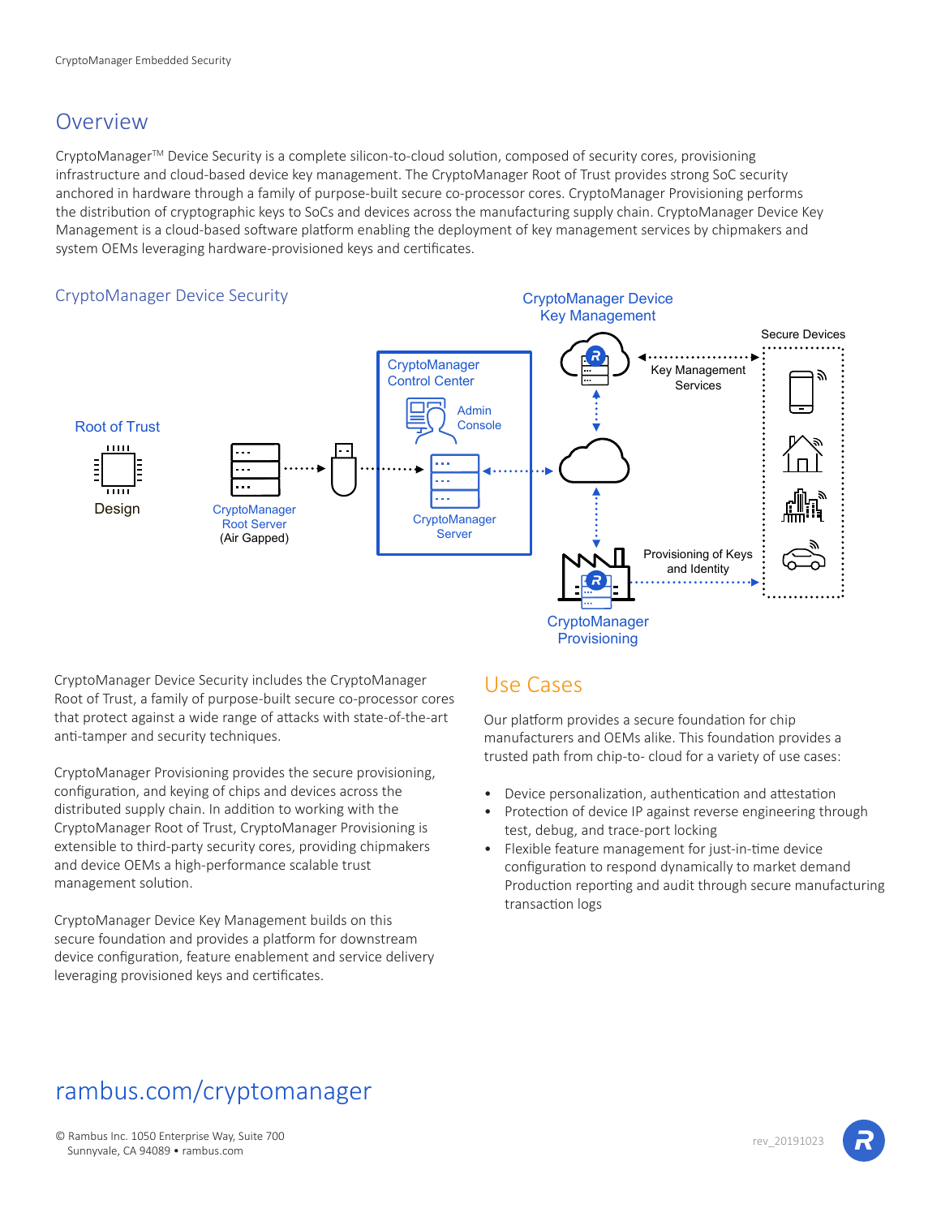## Overview

CryptoManager™ Device Security is a complete silicon-to-cloud solution, composed of security cores, provisioning infrastructure and cloud-based device key management. The CryptoManager Root of Trust provides strong SoC security anchored in hardware through a family of purpose-built secure co-processor cores. CryptoManager Provisioning performs the distribution of cryptographic keys to SoCs and devices across the manufacturing supply chain. CryptoManager Device Key Management is a cloud-based software platform enabling the deployment of key management services by chipmakers and system OEMs leveraging hardware-provisioned keys and certificates.

### CryptoManager Device Security

CryptoManager Device Key Management

Secure Devices

Key Management Services

CryptoManager Control Center

Admin Console

Root of Trust

Design

CryptoManager Root Server (Air Gapped)

CryptoManager Server

Provisioning of Keys and Identity

CryptoManager Provisioning

CryptoManager Device Security includes the CryptoManager Root of Trust, a family of purpose-built secure co-processor cores that protect against a wide range of attacks with state-of-the-art anti-tamper and security techniques.

CryptoManager Provisioning provides the secure provisioning, configuration, and keying of chips and devices across the distributed supply chain. In addition to working with the CryptoManager Root of Trust, CryptoManager Provisioning is extensible to third-party security cores, providing chipmakers and device OEMs a high-performance scalable trust management solution.

CryptoManager Device Key Management builds on this secure foundation and provides a platform for downstream device configuration, feature enablement and service delivery leveraging provisioned keys and certificates.

## Use Cases

Our platform provides a secure foundation for chip manufacturers and OEMs alike. This foundation provides a trusted path from chip-to- cloud for a variety of use cases:

- Device personalization, authentication and attestation
- Protection of device IP against reverse engineering through test, debug, and trace-port locking
- Flexible feature management for just-in-time device configuration to respond dynamically to market demand Production reporting and audit through secure manufacturing transaction logs

rambus.com/cryptomanager

© Rambus Inc. 1050 Enterprise Way, Suite 700
Sunnyvale, CA 94089 • rambus.com

rev_20191023